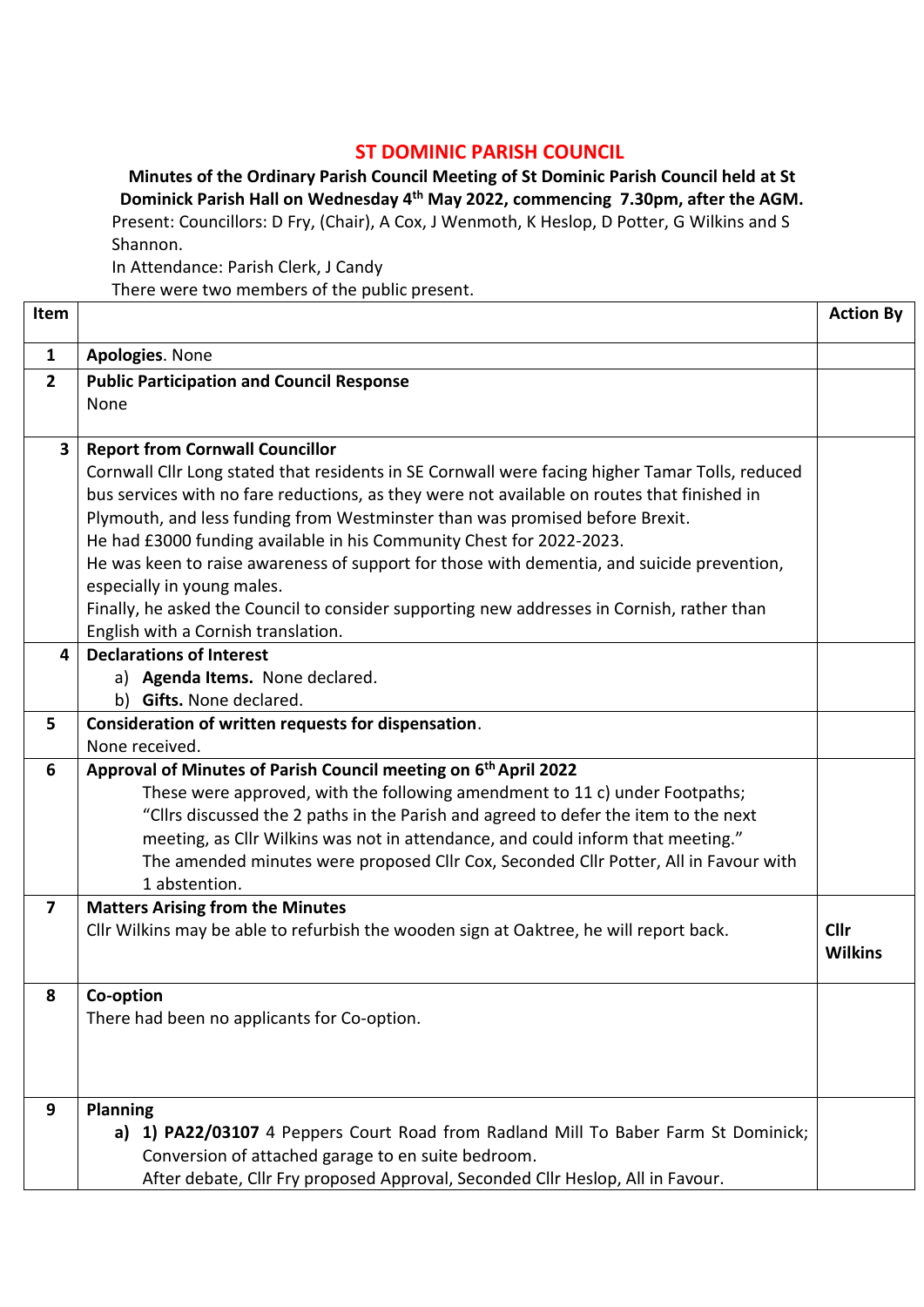# ST DOMINIC PARISH COUNCIL

**Minutes of the Ordinary Parish Council Meeting of St Dominic Parish Council held at St Dominick Parish Hall on Wednesday 4th May 2022, commencing 7.30pm, after the AGM.**

Present: Councillors: D Fry, (Chair), A Cox, J Wenmoth, K Heslop, D Potter, G Wilkins and S Shannon.

In Attendance: Parish Clerk, J Candy

There were two members of the public present.

| Item | | Action By |
|---|---|---|
| 1 | **Apologies**. None | |
| 2 | **Public Participation and Council Response**<br>None | |
| 3 | **Report from Cornwall Councillor**<br>Cornwall Cllr Long stated that residents in SE Cornwall were facing higher Tamar Tolls, reduced bus services with no fare reductions, as they were not available on routes that finished in Plymouth, and less funding from Westminster than was promised before Brexit.<br>He had £3000 funding available in his Community Chest for 2022-2023.<br>He was keen to raise awareness of support for those with dementia, and suicide prevention, especially in young males.<br>Finally, he asked the Council to consider supporting new addresses in Cornish, rather than English with a Cornish translation. | |
| 4 | **Declarations of Interest**<br>a) **Agenda Items.** None declared.<br>b) **Gifts.** None declared. | |
| 5 | **Consideration of written requests for dispensation**.<br>None received. | |
| 6 | **Approval of Minutes of Parish Council meeting on 6th April 2022**<br>These were approved, with the following amendment to 11 c) under Footpaths; "Cllrs discussed the 2 paths in the Parish and agreed to defer the item to the next meeting, as Cllr Wilkins was not in attendance, and could inform that meeting."<br>The amended minutes were proposed Cllr Cox, Seconded Cllr Potter, All in Favour with 1 abstention. | |
| 7 | **Matters Arising from the Minutes**<br>Cllr Wilkins may be able to refurbish the wooden sign at Oaktree, he will report back. | **Cllr Wilkins** |
| 8 | **Co-option**<br>There had been no applicants for Co-option. | |
| 9 | **Planning**<br>**a) 1) PA22/03107** 4 Peppers Court Road from Radland Mill To Baber Farm St Dominick; Conversion of attached garage to en suite bedroom.<br>After debate, Cllr Fry proposed Approval, Seconded Cllr Heslop, All in Favour. | |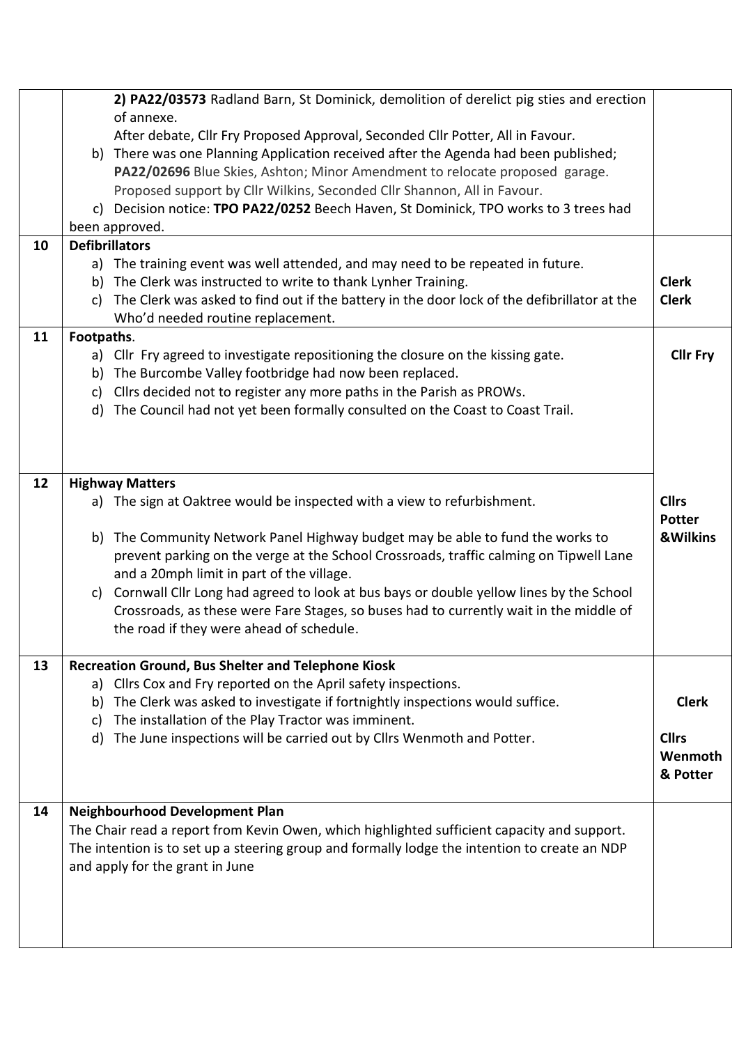| | | |
|---|---|---|
| | **2) PA22/03573** Radland Barn, St Dominick, demolition of derelict pig sties and erection of annexe.<br>After debate, Cllr Fry Proposed Approval, Seconded Cllr Potter, All in Favour.<br>b) There was one Planning Application received after the Agenda had been published; **PA22/02696** Blue Skies, Ashton; Minor Amendment to relocate proposed garage. Proposed support by Cllr Wilkins, Seconded Cllr Shannon, All in Favour.<br>c) Decision notice: **TPO PA22/0252** Beech Haven, St Dominick, TPO works to 3 trees had been approved. | |
| **10** | **Defibrillators**<br>a) The training event was well attended, and may need to be repeated in future.<br>b) The Clerk was instructed to write to thank Lynher Training.<br>c) The Clerk was asked to find out if the battery in the door lock of the defibrillator at the Who'd needed routine replacement. | **Clerk**<br>**Clerk** |
| **11** | **Footpaths**.<br>a) Cllr Fry agreed to investigate repositioning the closure on the kissing gate.<br>b) The Burcombe Valley footbridge had now been replaced.<br>c) Cllrs decided not to register any more paths in the Parish as PROWs.<br>d) The Council had not yet been formally consulted on the Coast to Coast Trail. | **Cllr Fry** |
| **12** | **Highway Matters**<br>a) The sign at Oaktree would be inspected with a view to refurbishment.<br>b) The Community Network Panel Highway budget may be able to fund the works to prevent parking on the verge at the School Crossroads, traffic calming on Tipwell Lane and a 20mph limit in part of the village.<br>c) Cornwall Cllr Long had agreed to look at bus bays or double yellow lines by the School Crossroads, as these were Fare Stages, so buses had to currently wait in the middle of the road if they were ahead of schedule. | **Cllrs Potter &Wilkins** |
| **13** | **Recreation Ground, Bus Shelter and Telephone Kiosk**<br>a) Cllrs Cox and Fry reported on the April safety inspections.<br>b) The Clerk was asked to investigate if fortnightly inspections would suffice.<br>c) The installation of the Play Tractor was imminent.<br>d) The June inspections will be carried out by Cllrs Wenmoth and Potter. | **Clerk**<br>**Cllrs Wenmoth & Potter** |
| **14** | **Neighbourhood Development Plan**<br>The Chair read a report from Kevin Owen, which highlighted sufficient capacity and support. The intention is to set up a steering group and formally lodge the intention to create an NDP and apply for the grant in June | |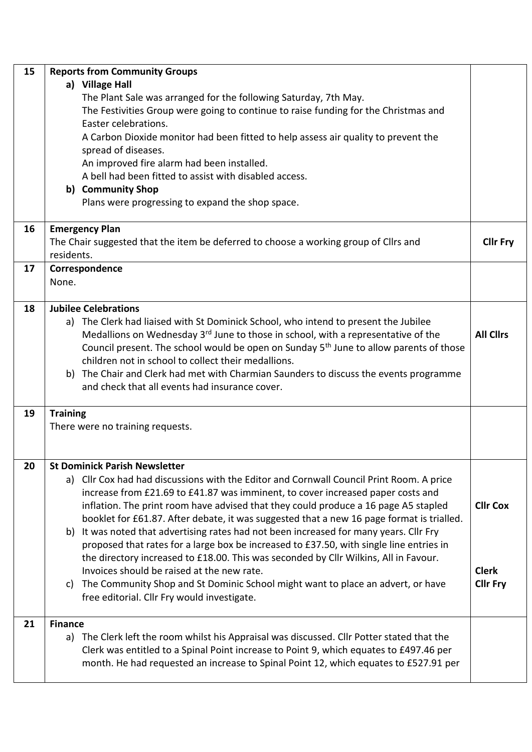| | | |
|---|---|---|
| 15 | **Reports from Community Groups**<br>a) **Village Hall**<br>The Plant Sale was arranged for the following Saturday, 7th May.<br>The Festivities Group were going to continue to raise funding for the Christmas and Easter celebrations.<br>A Carbon Dioxide monitor had been fitted to help assess air quality to prevent the spread of diseases.<br>An improved fire alarm had been installed.<br>A bell had been fitted to assist with disabled access.<br>b) **Community Shop**<br>Plans were progressing to expand the shop space. | |
| 16 | **Emergency Plan**<br>The Chair suggested that the item be deferred to choose a working group of Cllrs and residents. | **Cllr Fry** |
| 17 | **Correspondence**<br>None. | |
| 18 | **Jubilee Celebrations**<br>a) The Clerk had liaised with St Dominick School, who intend to present the Jubilee Medallions on Wednesday 3rd June to those in school, with a representative of the Council present. The school would be open on Sunday 5th June to allow parents of those children not in school to collect their medallions.<br>b) The Chair and Clerk had met with Charmian Saunders to discuss the events programme and check that all events had insurance cover. | **All Cllrs** |
| 19 | **Training**<br>There were no training requests. | |
| 20 | **St Dominick Parish Newsletter**<br>a) Cllr Cox had had discussions with the Editor and Cornwall Council Print Room. A price increase from £21.69 to £41.87 was imminent, to cover increased paper costs and inflation. The print room have advised that they could produce a 16 page A5 stapled booklet for £61.87. After debate, it was suggested that a new 16 page format is trialled.<br>b) It was noted that advertising rates had not been increased for many years. Cllr Fry proposed that rates for a large box be increased to £37.50, with single line entries in the directory increased to £18.00. This was seconded by Cllr Wilkins, All in Favour. Invoices should be raised at the new rate.<br>c) The Community Shop and St Dominic School might want to place an advert, or have free editorial. Cllr Fry would investigate. | **Cllr Cox**<br><br>**Clerk**<br>**Cllr Fry** |
| 21 | **Finance**<br>a) The Clerk left the room whilst his Appraisal was discussed. Cllr Potter stated that the Clerk was entitled to a Spinal Point increase to Point 9, which equates to £497.46 per month. He had requested an increase to Spinal Point 12, which equates to £527.91 per | |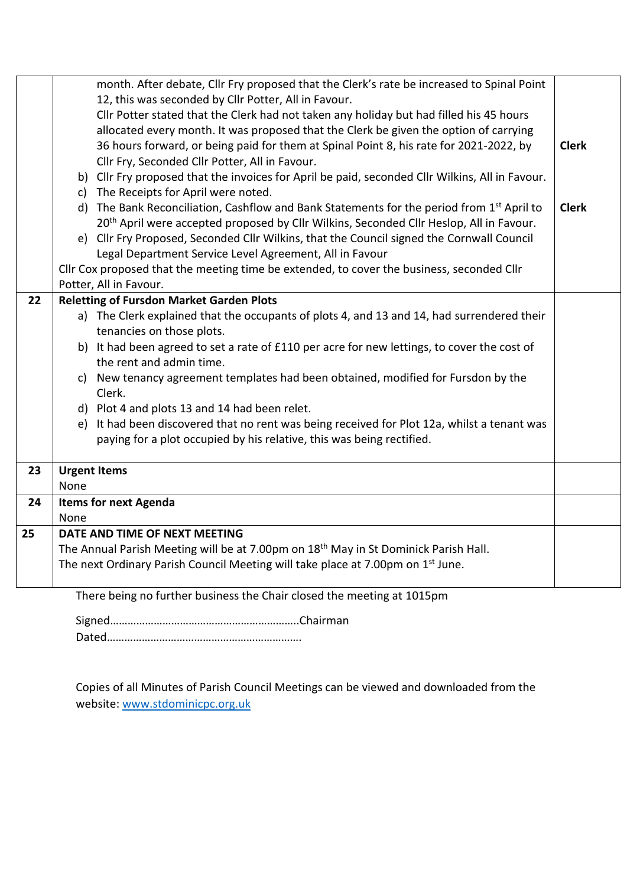| | | |
|---|---|---|
| | month. After debate, Cllr Fry proposed that the Clerk's rate be increased to Spinal Point 12, this was seconded by Cllr Potter, All in Favour.<br>Cllr Potter stated that the Clerk had not taken any holiday but had filled his 45 hours allocated every month. It was proposed that the Clerk be given the option of carrying 36 hours forward, or being paid for them at Spinal Point 8, his rate for 2021-2022, by Cllr Fry, Seconded Cllr Potter, All in Favour.<br>b) Cllr Fry proposed that the invoices for April be paid, seconded Cllr Wilkins, All in Favour.<br>c) The Receipts for April were noted.<br>d) The Bank Reconciliation, Cashflow and Bank Statements for the period from 1st April to 20th April were accepted proposed by Cllr Wilkins, Seconded Cllr Heslop, All in Favour.<br>e) Cllr Fry Proposed, Seconded Cllr Wilkins, that the Council signed the Cornwall Council Legal Department Service Level Agreement, All in Favour<br>Cllr Cox proposed that the meeting time be extended, to cover the business, seconded Cllr Potter, All in Favour. | **Clerk**<br><br>**Clerk** |
| **22** | **Reletting of Fursdon Market Garden Plots**<br>a) The Clerk explained that the occupants of plots 4, and 13 and 14, had surrendered their tenancies on those plots.<br>b) It had been agreed to set a rate of £110 per acre for new lettings, to cover the cost of the rent and admin time.<br>c) New tenancy agreement templates had been obtained, modified for Fursdon by the Clerk.<br>d) Plot 4 and plots 13 and 14 had been relet.<br>e) It had been discovered that no rent was being received for Plot 12a, whilst a tenant was paying for a plot occupied by his relative, this was being rectified. | |
| **23** | **Urgent Items**<br>None | |
| **24** | **Items for next Agenda**<br>None | |
| **25** | **DATE AND TIME OF NEXT MEETING**<br>The Annual Parish Meeting will be at 7.00pm on 18th May in St Dominick Parish Hall.<br>The next Ordinary Parish Council Meeting will take place at 7.00pm on 1st June. | |

There being no further business the Chair closed the meeting at 1015pm

Signed……………………………………………………….Chairman

Dated………………………………………………………….

Copies of all Minutes of Parish Council Meetings can be viewed and downloaded from the website: [www.stdominicpc.org.uk](http://www.stdominicpc.org.uk)